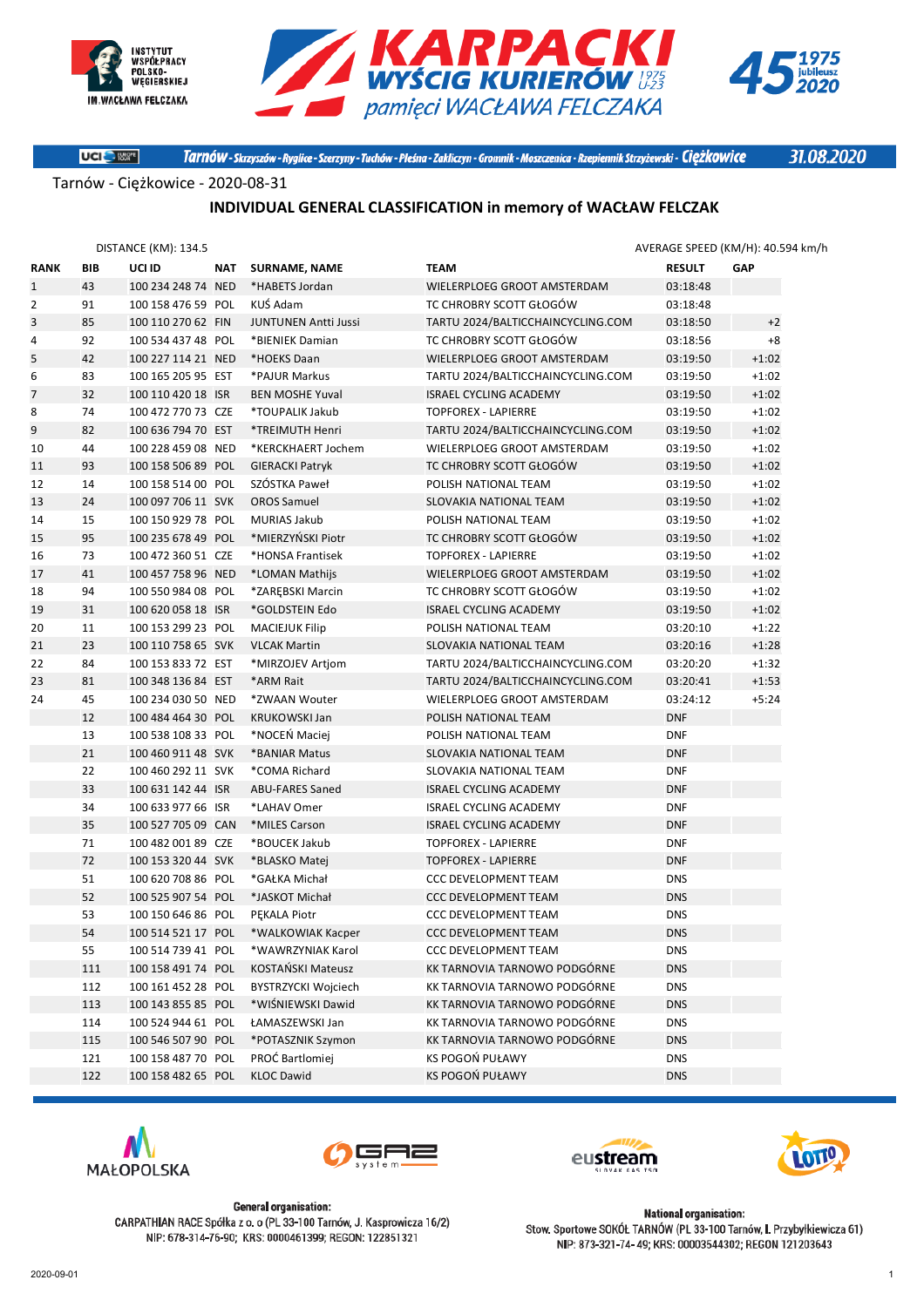# KARPACKI WYŚCIG KURIERÓW U23 pamięci WACŁAWA FELCZAKA

Tarnów - Skrzyszów - Ryglice - Szerzyny - Tuchów - Pleśna - Zakliczyn - Gromnik - Moszczenica - Rzepiennik Strzyżewski - Ciężkowice 31.08.2020

Tarnów - Ciężkowice - 2020-08-31

## INDIVIDUAL GENERAL CLASSIFICATION in memory of WACŁAW FELCZAK

DISTANCE (KM): 134.5

AVERAGE SPEED (KM/H): 40.594 km/h

| RANK | BIB | UCI ID | NAT | SURNAME, NAME | TEAM | RESULT | GAP |
|---|---|---|---|---|---|---|---|
| 1 | 43 | 100 234 248 74 | NED | *HABETS Jordan | WIELERPLOEG GROOT AMSTERDAM | 03:18:48 | |
| 2 | 91 | 100 158 476 59 | POL | KUŚ Adam | TC CHROBRY SCOTT GŁOGÓW | 03:18:48 | |
| 3 | 85 | 100 110 270 62 | FIN | JUNTUNEN Antti Jussi | TARTU 2024/BALTICCHAINCYCLING.COM | 03:18:50 | +2 |
| 4 | 92 | 100 534 437 48 | POL | *BIENIEK Damian | TC CHROBRY SCOTT GŁOGÓW | 03:18:56 | +8 |
| 5 | 42 | 100 227 114 21 | NED | *HOEKS Daan | WIELERPLOEG GROOT AMSTERDAM | 03:19:50 | +1:02 |
| 6 | 83 | 100 165 205 95 | EST | *PAJUR Markus | TARTU 2024/BALTICCHAINCYCLING.COM | 03:19:50 | +1:02 |
| 7 | 32 | 100 110 420 18 | ISR | BEN MOSHE Yuval | ISRAEL CYCLING ACADEMY | 03:19:50 | +1:02 |
| 8 | 74 | 100 472 770 73 | CZE | *TOUPALIK Jakub | TOPFOREX - LAPIERRE | 03:19:50 | +1:02 |
| 9 | 82 | 100 636 794 70 | EST | *TREIMUTH Henri | TARTU 2024/BALTICCHAINCYCLING.COM | 03:19:50 | +1:02 |
| 10 | 44 | 100 228 459 08 | NED | *KERCKHAERT Jochem | WIELERPLOEG GROOT AMSTERDAM | 03:19:50 | +1:02 |
| 11 | 93 | 100 158 506 89 | POL | GIERACKI Patryk | TC CHROBRY SCOTT GŁOGÓW | 03:19:50 | +1:02 |
| 12 | 14 | 100 158 514 00 | POL | SZÓSTKA Paweł | POLISH NATIONAL TEAM | 03:19:50 | +1:02 |
| 13 | 24 | 100 097 706 11 | SVK | OROS Samuel | SLOVAKIA NATIONAL TEAM | 03:19:50 | +1:02 |
| 14 | 15 | 100 150 929 78 | POL | MURIAS Jakub | POLISH NATIONAL TEAM | 03:19:50 | +1:02 |
| 15 | 95 | 100 235 678 49 | POL | *MIERZYŃSKI Piotr | TC CHROBRY SCOTT GŁOGÓW | 03:19:50 | +1:02 |
| 16 | 73 | 100 472 360 51 | CZE | *HONSA Frantisek | TOPFOREX - LAPIERRE | 03:19:50 | +1:02 |
| 17 | 41 | 100 457 758 96 | NED | *LOMAN Mathijs | WIELERPLOEG GROOT AMSTERDAM | 03:19:50 | +1:02 |
| 18 | 94 | 100 550 984 08 | POL | *ZARĘBSKI Marcin | TC CHROBRY SCOTT GŁOGÓW | 03:19:50 | +1:02 |
| 19 | 31 | 100 620 058 18 | ISR | *GOLDSTEIN Edo | ISRAEL CYCLING ACADEMY | 03:19:50 | +1:02 |
| 20 | 11 | 100 153 299 23 | POL | MACIEJUK Filip | POLISH NATIONAL TEAM | 03:20:10 | +1:22 |
| 21 | 23 | 100 110 758 65 | SVK | VLCAK Martin | SLOVAKIA NATIONAL TEAM | 03:20:16 | +1:28 |
| 22 | 84 | 100 153 833 72 | EST | *MIRZOJEV Artjom | TARTU 2024/BALTICCHAINCYCLING.COM | 03:20:20 | +1:32 |
| 23 | 81 | 100 348 136 84 | EST | *ARM Rait | TARTU 2024/BALTICCHAINCYCLING.COM | 03:20:41 | +1:53 |
| 24 | 45 | 100 234 030 50 | NED | *ZWAAN Wouter | WIELERPLOEG GROOT AMSTERDAM | 03:24:12 | +5:24 |
| | 12 | 100 484 464 30 | POL | KRUKOWSKI Jan | POLISH NATIONAL TEAM | DNF | |
| | 13 | 100 538 108 33 | POL | *NOCEŃ Maciej | POLISH NATIONAL TEAM | DNF | |
| | 21 | 100 460 911 48 | SVK | *BANIAR Matus | SLOVAKIA NATIONAL TEAM | DNF | |
| | 22 | 100 460 292 11 | SVK | *COMA Richard | SLOVAKIA NATIONAL TEAM | DNF | |
| | 33 | 100 631 142 44 | ISR | ABU-FARES Saned | ISRAEL CYCLING ACADEMY | DNF | |
| | 34 | 100 633 977 66 | ISR | *LAHAV Omer | ISRAEL CYCLING ACADEMY | DNF | |
| | 35 | 100 527 705 09 | CAN | *MILES Carson | ISRAEL CYCLING ACADEMY | DNF | |
| | 71 | 100 482 001 89 | CZE | *BOUCEK Jakub | TOPFOREX - LAPIERRE | DNF | |
| | 72 | 100 153 320 44 | SVK | *BLASKO Matej | TOPFOREX - LAPIERRE | DNF | |
| | 51 | 100 620 708 86 | POL | *GAŁKA Michał | CCC DEVELOPMENT TEAM | DNS | |
| | 52 | 100 525 907 54 | POL | *JASKOT Michał | CCC DEVELOPMENT TEAM | DNS | |
| | 53 | 100 150 646 86 | POL | PĘKALA Piotr | CCC DEVELOPMENT TEAM | DNS | |
| | 54 | 100 514 521 17 | POL | *WALKOWIAK Kacper | CCC DEVELOPMENT TEAM | DNS | |
| | 55 | 100 514 739 41 | POL | *WAWRZYNIAK Karol | CCC DEVELOPMENT TEAM | DNS | |
| | 111 | 100 158 491 74 | POL | KOSTAŃSKI Mateusz | KK TARNOVIA TARNOWO PODGÓRNE | DNS | |
| | 112 | 100 161 452 28 | POL | BYSTRZYCKI Wojciech | KK TARNOVIA TARNOWO PODGÓRNE | DNS | |
| | 113 | 100 143 855 85 | POL | *WIŚNIEWSKI Dawid | KK TARNOVIA TARNOWO PODGÓRNE | DNS | |
| | 114 | 100 524 944 61 | POL | ŁAMASZEWSKI Jan | KK TARNOVIA TARNOWO PODGÓRNE | DNS | |
| | 115 | 100 546 507 90 | POL | *POTASZNIK Szymon | KK TARNOVIA TARNOWO PODGÓRNE | DNS | |
| | 121 | 100 158 487 70 | POL | PROĆ Bartlomiej | KS POGOŃ PUŁAWY | DNS | |
| | 122 | 100 158 482 65 | POL | KLOC Dawid | KS POGOŃ PUŁAWY | DNS | |

**General organisation:**
CARPATHIAN RACE Spółka z o. o (PL 33-100 Tarnów, J. Kasprowicza 16/2)
NIP: 678-314-76-90; KRS: 0000461399; REGON: 122851321

**National organisation:**
Stow. Sportowe SOKÓŁ TARNÓW (PL 33-100 Tarnów, I. Przybyłkiewicza 61)
NIP: 873-321-74-49; KRS: 00003544302; REGON 121203643

2020-09-01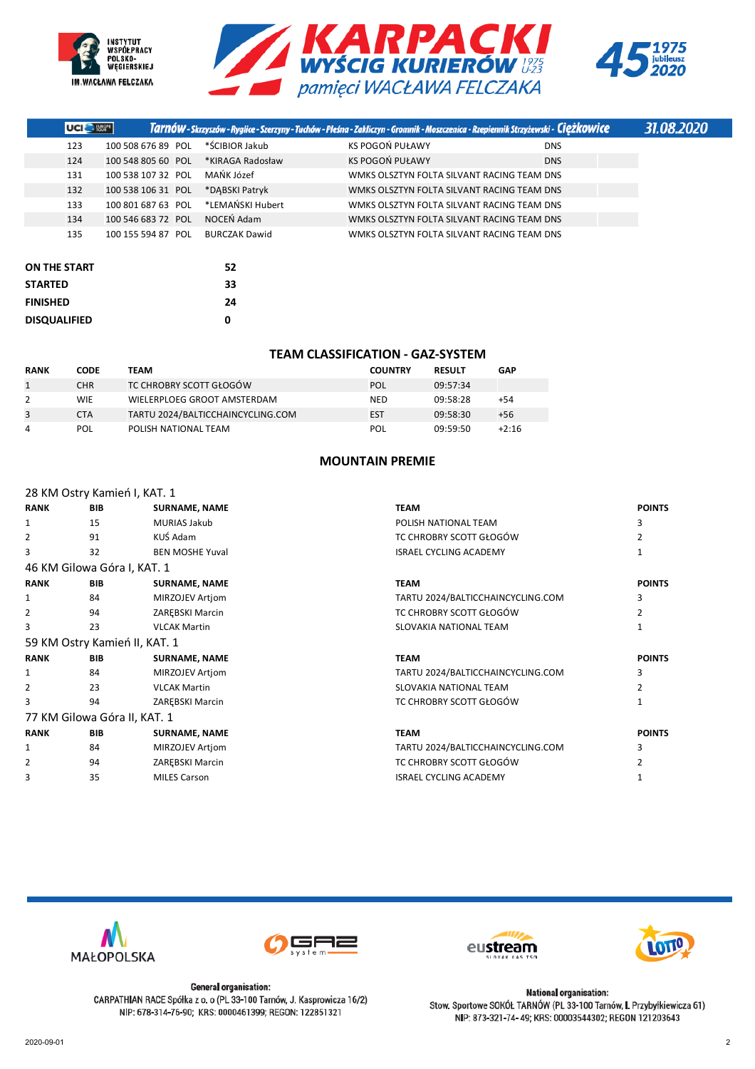Tarnów - Skrzyszów - Ryglice - Szerzyny - Tuchów - Pleśna - Zakliczyn - Gromnik - Moszczenica - Rzepiennik Strzyżewski - Ciężkowice 31.08.2020

| | | | | | |
|---|---|---|---|---|---|
| 123 | 100 508 676 89 | POL | *ŚCIBIOR Jakub | KS POGOŃ PUŁAWY | DNS |
| 124 | 100 548 805 60 | POL | *KIRAGA Radosław | KS POGOŃ PUŁAWY | DNS |
| 131 | 100 538 107 32 | POL | MAŃK Józef | WMKS OLSZTYN FOLTA SILVANT RACING TEAM | DNS |
| 132 | 100 538 106 31 | POL | *DĄBSKI Patryk | WMKS OLSZTYN FOLTA SILVANT RACING TEAM | DNS |
| 133 | 100 801 687 63 | POL | *LEMAŃSKI Hubert | WMKS OLSZTYN FOLTA SILVANT RACING TEAM | DNS |
| 134 | 100 546 683 72 | POL | NOCEŃ Adam | WMKS OLSZTYN FOLTA SILVANT RACING TEAM | DNS |
| 135 | 100 155 594 87 | POL | BURCZAK Dawid | WMKS OLSZTYN FOLTA SILVANT RACING TEAM | DNS |

| | |
|---|---|
| **ON THE START** | **52** |
| **STARTED** | **33** |
| **FINISHED** | **24** |
| **DISQUALIFIED** | **0** |

## TEAM CLASSIFICATION - GAZ-SYSTEM

| RANK | CODE | TEAM | COUNTRY | RESULT | GAP |
|---|---|---|---|---|---|
| 1 | CHR | TC CHROBRY SCOTT GŁOGÓW | POL | 09:57:34 | |
| 2 | WIE | WIELERPLOEG GROOT AMSTERDAM | NED | 09:58:28 | +54 |
| 3 | CTA | TARTU 2024/BALTICCHAINCYCLING.COM | EST | 09:58:30 | +56 |
| 4 | POL | POLISH NATIONAL TEAM | POL | 09:59:50 | +2:16 |

## MOUNTAIN PREMIE

28 KM Ostry Kamień I, KAT. 1

| RANK | BIB | SURNAME, NAME | TEAM | POINTS |
|---|---|---|---|---|
| 1 | 15 | MURIAS Jakub | POLISH NATIONAL TEAM | 3 |
| 2 | 91 | KUŚ Adam | TC CHROBRY SCOTT GŁOGÓW | 2 |
| 3 | 32 | BEN MOSHE Yuval | ISRAEL CYCLING ACADEMY | 1 |

46 KM Gilowa Góra I, KAT. 1

| RANK | BIB | SURNAME, NAME | TEAM | POINTS |
|---|---|---|---|---|
| 1 | 84 | MIRZOJEV Artjom | TARTU 2024/BALTICCHAINCYCLING.COM | 3 |
| 2 | 94 | ZARĘBSKI Marcin | TC CHROBRY SCOTT GŁOGÓW | 2 |
| 3 | 23 | VLCAK Martin | SLOVAKIA NATIONAL TEAM | 1 |

59 KM Ostry Kamień II, KAT. 1

| RANK | BIB | SURNAME, NAME | TEAM | POINTS |
|---|---|---|---|---|
| 1 | 84 | MIRZOJEV Artjom | TARTU 2024/BALTICCHAINCYCLING.COM | 3 |
| 2 | 23 | VLCAK Martin | SLOVAKIA NATIONAL TEAM | 2 |
| 3 | 94 | ZARĘBSKI Marcin | TC CHROBRY SCOTT GŁOGÓW | 1 |

77 KM Gilowa Góra II, KAT. 1

| RANK | BIB | SURNAME, NAME | TEAM | POINTS |
|---|---|---|---|---|
| 1 | 84 | MIRZOJEV Artjom | TARTU 2024/BALTICCHAINCYCLING.COM | 3 |
| 2 | 94 | ZARĘBSKI Marcin | TC CHROBRY SCOTT GŁOGÓW | 2 |
| 3 | 35 | MILES Carson | ISRAEL CYCLING ACADEMY | 1 |

**General organisation:**
CARPATHIAN RACE Spółka z o. o (PL 33-100 Tarnów, J. Kasprowicza 16/2)
NIP: 678-314-76-90; KRS: 0000461399; REGON: 122851321

**National organisation:**
Stow. Sportowe SOKÓŁ TARNÓW (PL 33-100 Tarnów, L Przybyłkiewicza 61)
NIP: 873-321-74-49; KRS: 00003544302; REGON 121203643

2020-09-01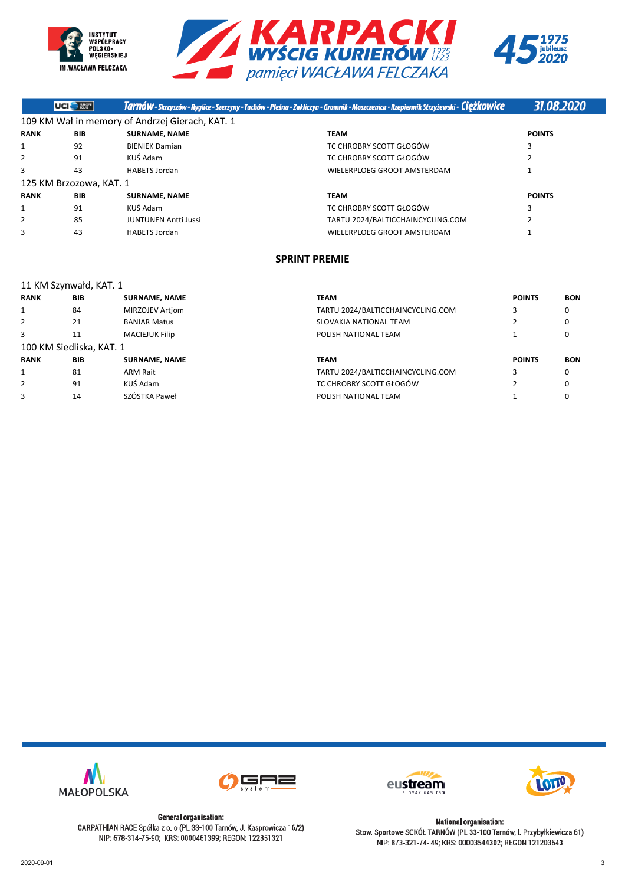**Tarnów - Skrzyszów - Ryglice - Szerzyny - Tuchów - Pleśna - Zakliczyn - Gromnik - Moszczenica - Rzepiennik Strzyżewski - Ciężkowice** — 31.08.2020

109 KM Wał in memory of Andrzej Gierach, KAT. 1

| RANK | BIB | SURNAME, NAME | TEAM | POINTS |
|---|---|---|---|---|
| 1 | 92 | BIENIEK Damian | TC CHROBRY SCOTT GŁOGÓW | 3 |
| 2 | 91 | KUŚ Adam | TC CHROBRY SCOTT GŁOGÓW | 2 |
| 3 | 43 | HABETS Jordan | WIELERPLOEG GROOT AMSTERDAM | 1 |

125 KM Brzozowa, KAT. 1

| RANK | BIB | SURNAME, NAME | TEAM | POINTS |
|---|---|---|---|---|
| 1 | 91 | KUŚ Adam | TC CHROBRY SCOTT GŁOGÓW | 3 |
| 2 | 85 | JUNTUNEN Antti Jussi | TARTU 2024/BALTICCHAINCYCLING.COM | 2 |
| 3 | 43 | HABETS Jordan | WIELERPLOEG GROOT AMSTERDAM | 1 |

## SPRINT PREMIE

11 KM Szynwałd, KAT. 1

| RANK | BIB | SURNAME, NAME | TEAM | POINTS | BON |
|---|---|---|---|---|---|
| 1 | 84 | MIRZOJEV Artjom | TARTU 2024/BALTICCHAINCYCLING.COM | 3 | 0 |
| 2 | 21 | BANIAR Matus | SLOVAKIA NATIONAL TEAM | 2 | 0 |
| 3 | 11 | MACIEJUK Filip | POLISH NATIONAL TEAM | 1 | 0 |

100 KM Siedliska, KAT. 1

| RANK | BIB | SURNAME, NAME | TEAM | POINTS | BON |
|---|---|---|---|---|---|
| 1 | 81 | ARM Rait | TARTU 2024/BALTICCHAINCYCLING.COM | 3 | 0 |
| 2 | 91 | KUŚ Adam | TC CHROBRY SCOTT GŁOGÓW | 2 | 0 |
| 3 | 14 | SZÓSTKA Paweł | POLISH NATIONAL TEAM | 1 | 0 |

**General organisation:**
CARPATHIAN RACE Spółka z o. o (PL 33-100 Tarnów, J. Kasprowicza 16/2)
NIP: 678-314-76-90; KRS: 0000461399; REGON: 122851321

**National organisation:**
Stow. Sportowe SOKÓŁ TARNÓW (PL 33-100 Tarnów, I. Przybyłkiewicza 61)
NIP: 873-321-74-49; KRS: 00003544302; REGON 121203643

2020-09-01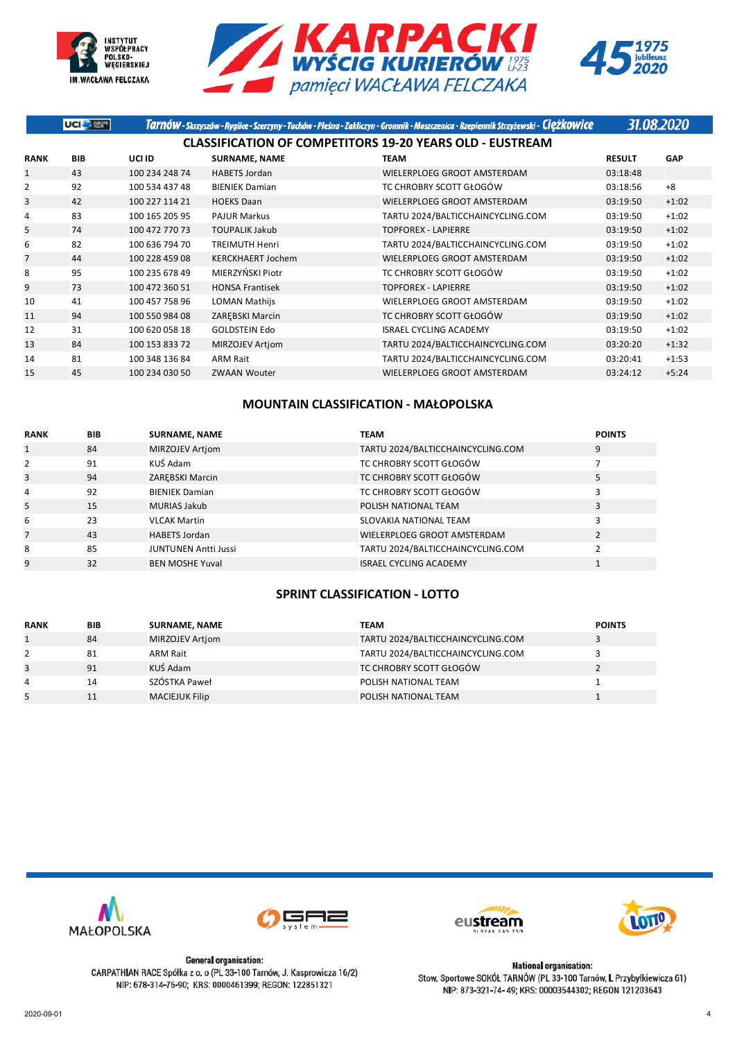Tarnów - Skrzyszów - Ryglice - Szerzyny - Tuchów - Pleśna - Zakliczyn - Gromnik - Moszczenica - Rzepiennik Strzyżewski - Ciężkowice 31.08.2020

## CLASSIFICATION OF COMPETITORS 19-20 YEARS OLD - EUSTREAM

| RANK | BIB | UCI ID | SURNAME, NAME | TEAM | RESULT | GAP |
|---|---|---|---|---|---|---|
| 1 | 43 | 100 234 248 74 | HABETS Jordan | WIELERPLOEG GROOT AMSTERDAM | 03:18:48 | |
| 2 | 92 | 100 534 437 48 | BIENIEK Damian | TC CHROBRY SCOTT GŁOGÓW | 03:18:56 | +8 |
| 3 | 42 | 100 227 114 21 | HOEKS Daan | WIELERPLOEG GROOT AMSTERDAM | 03:19:50 | +1:02 |
| 4 | 83 | 100 165 205 95 | PAJUR Markus | TARTU 2024/BALTICCHAINCYCLING.COM | 03:19:50 | +1:02 |
| 5 | 74 | 100 472 770 73 | TOUPALIK Jakub | TOPFOREX - LAPIERRE | 03:19:50 | +1:02 |
| 6 | 82 | 100 636 794 70 | TREIMUTH Henri | TARTU 2024/BALTICCHAINCYCLING.COM | 03:19:50 | +1:02 |
| 7 | 44 | 100 228 459 08 | KERCKHAERT Jochem | WIELERPLOEG GROOT AMSTERDAM | 03:19:50 | +1:02 |
| 8 | 95 | 100 235 678 49 | MIERZYŃSKI Piotr | TC CHROBRY SCOTT GŁOGÓW | 03:19:50 | +1:02 |
| 9 | 73 | 100 472 360 51 | HONSA Frantisek | TOPFOREX - LAPIERRE | 03:19:50 | +1:02 |
| 10 | 41 | 100 457 758 96 | LOMAN Mathijs | WIELERPLOEG GROOT AMSTERDAM | 03:19:50 | +1:02 |
| 11 | 94 | 100 550 984 08 | ZARĘBSKI Marcin | TC CHROBRY SCOTT GŁOGÓW | 03:19:50 | +1:02 |
| 12 | 31 | 100 620 058 18 | GOLDSTEIN Edo | ISRAEL CYCLING ACADEMY | 03:19:50 | +1:02 |
| 13 | 84 | 100 153 833 72 | MIRZOJEV Artjom | TARTU 2024/BALTICCHAINCYCLING.COM | 03:20:20 | +1:32 |
| 14 | 81 | 100 348 136 84 | ARM Rait | TARTU 2024/BALTICCHAINCYCLING.COM | 03:20:41 | +1:53 |
| 15 | 45 | 100 234 030 50 | ZWAAN Wouter | WIELERPLOEG GROOT AMSTERDAM | 03:24:12 | +5:24 |

## MOUNTAIN CLASSIFICATION - MAŁOPOLSKA

| RANK | BIB | SURNAME, NAME | TEAM | POINTS |
|---|---|---|---|---|
| 1 | 84 | MIRZOJEV Artjom | TARTU 2024/BALTICCHAINCYCLING.COM | 9 |
| 2 | 91 | KUŚ Adam | TC CHROBRY SCOTT GŁOGÓW | 7 |
| 3 | 94 | ZARĘBSKI Marcin | TC CHROBRY SCOTT GŁOGÓW | 5 |
| 4 | 92 | BIENIEK Damian | TC CHROBRY SCOTT GŁOGÓW | 3 |
| 5 | 15 | MURIAS Jakub | POLISH NATIONAL TEAM | 3 |
| 6 | 23 | VLCAK Martin | SLOVAKIA NATIONAL TEAM | 3 |
| 7 | 43 | HABETS Jordan | WIELERPLOEG GROOT AMSTERDAM | 2 |
| 8 | 85 | JUNTUNEN Antti Jussi | TARTU 2024/BALTICCHAINCYCLING.COM | 2 |
| 9 | 32 | BEN MOSHE Yuval | ISRAEL CYCLING ACADEMY | 1 |

## SPRINT CLASSIFICATION - LOTTO

| RANK | BIB | SURNAME, NAME | TEAM | POINTS |
|---|---|---|---|---|
| 1 | 84 | MIRZOJEV Artjom | TARTU 2024/BALTICCHAINCYCLING.COM | 3 |
| 2 | 81 | ARM Rait | TARTU 2024/BALTICCHAINCYCLING.COM | 3 |
| 3 | 91 | KUŚ Adam | TC CHROBRY SCOTT GŁOGÓW | 2 |
| 4 | 14 | SZÓSTKA Paweł | POLISH NATIONAL TEAM | 1 |
| 5 | 11 | MACIEJUK Filip | POLISH NATIONAL TEAM | 1 |

**General organisation:**
CARPATHIAN RACE Spółka z o. o (PL 33-100 Tarnów, J. Kasprowicza 16/2)
NIP: 678-314-76-90; KRS: 0000461399; REGON: 122851321

**National organisation:**
Stow. Sportowe SOKÓŁ TARNÓW (PL 33-100 Tarnów, L. Przybyłkiewicza 61)
NIP: 873-321-74-49; KRS: 00003544302; REGON 121203643

2020-09-01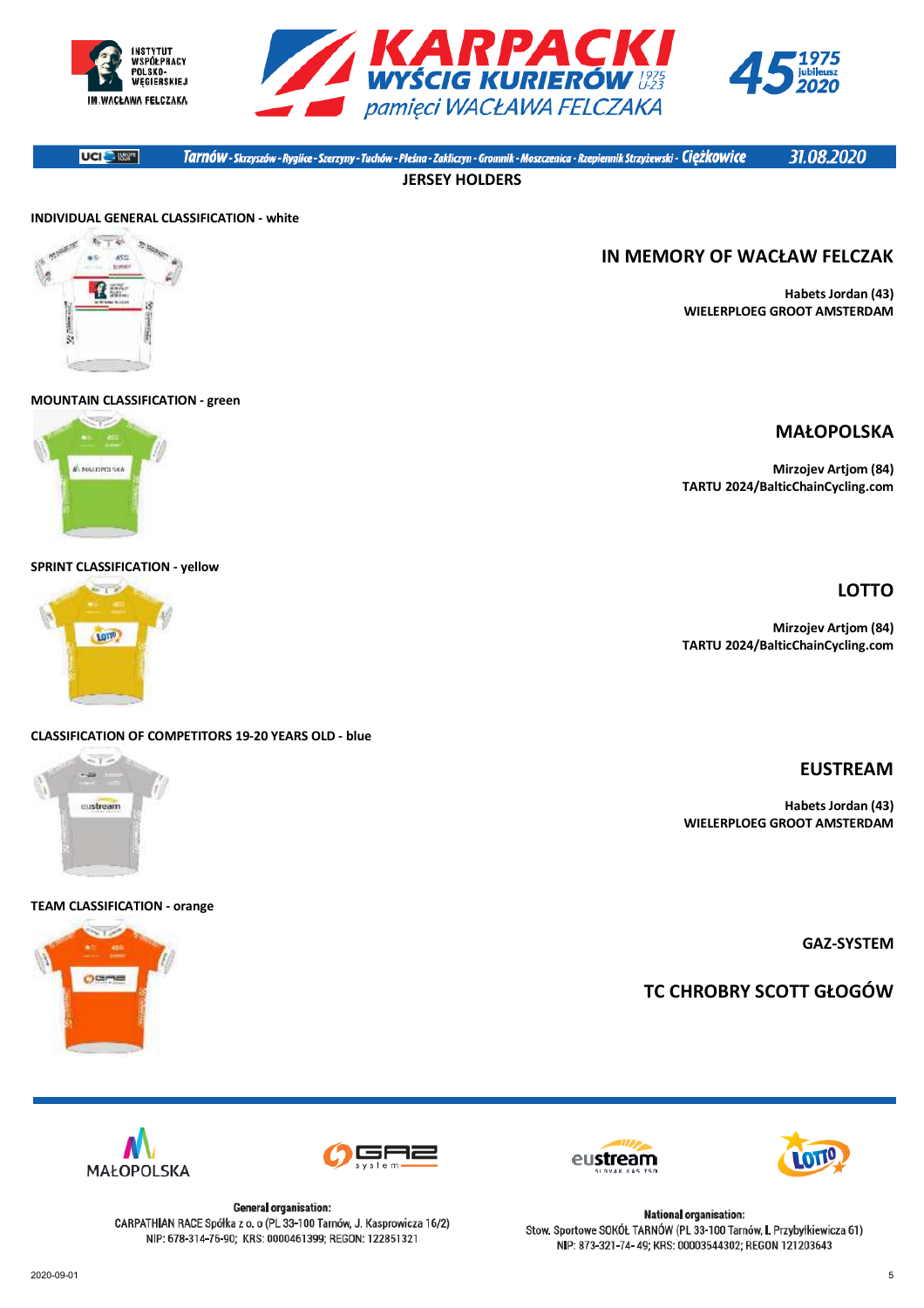Tarnów - Skrzyszów - Ryglice - Szerzyny - Tuchów - Pleśna - Zakliczyn - Gromnik - Moszczenica - Rzepiennik Strzyżewski - Ciężkowice 31.08.2020

## JERSEY HOLDERS

**INDIVIDUAL GENERAL CLASSIFICATION - white**

### IN MEMORY OF WACŁAW FELCZAK

**Habets Jordan (43)**
**WIELERPLOEG GROOT AMSTERDAM**

**MOUNTAIN CLASSIFICATION - green**

### MAŁOPOLSKA

**Mirzojev Artjom (84)**
**TARTU 2024/BalticChainCycling.com**

**SPRINT CLASSIFICATION - yellow**

### LOTTO

**Mirzojev Artjom (84)**
**TARTU 2024/BalticChainCycling.com**

**CLASSIFICATION OF COMPETITORS 19-20 YEARS OLD - blue**

### EUSTREAM

**Habets Jordan (43)**
**WIELERPLOEG GROOT AMSTERDAM**

**TEAM CLASSIFICATION - orange**

**GAZ-SYSTEM**

### TC CHROBRY SCOTT GŁOGÓW

**General organisation:**
CARPATHIAN RACE Spółka z o. o (PL 33-100 Tarnów, J. Kasprowicza 16/2)
NIP: 678-314-76-90; KRS: 0000461399; REGON: 122851321

**National organisation:**
Stow. Sportowe SOKÓŁ TARNÓW (PL 33-100 Tarnów, L. Przybyłkiewicza 61)
NIP: 873-321-74-49; KRS: 00003544302; REGON 121203643

2020-09-01